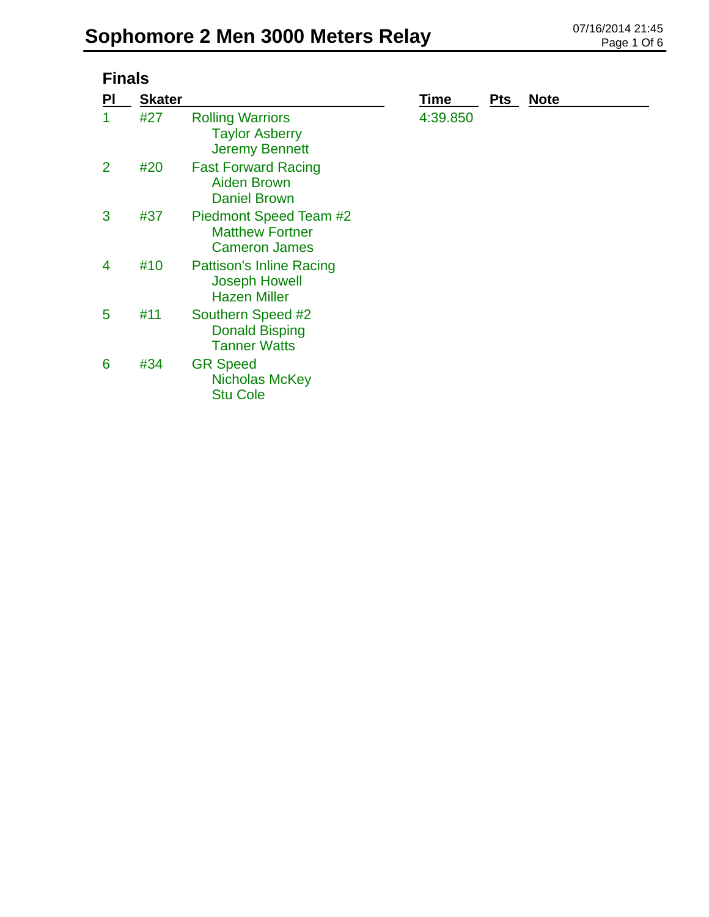# Sophomore 2 Men 3000 Meters Relay

07/16/2014 21:45

## Finals

| Pl | Skater | | Time | Pts | Note |
|---|---|---|---|---|---|
| 1 | #27 | Rolling Warriors<br>Taylor Asberry<br>Jeremy Bennett | 4:39.850 | | |
| 2 | #20 | Fast Forward Racing<br>Aiden Brown<br>Daniel Brown | | | |
| 3 | #37 | Piedmont Speed Team #2<br>Matthew Fortner<br>Cameron James | | | |
| 4 | #10 | Pattison's Inline Racing<br>Joseph Howell<br>Hazen Miller | | | |
| 5 | #11 | Southern Speed #2<br>Donald Bisping<br>Tanner Watts | | | |
| 6 | #34 | GR Speed<br>Nicholas McKey<br>Stu Cole | | | |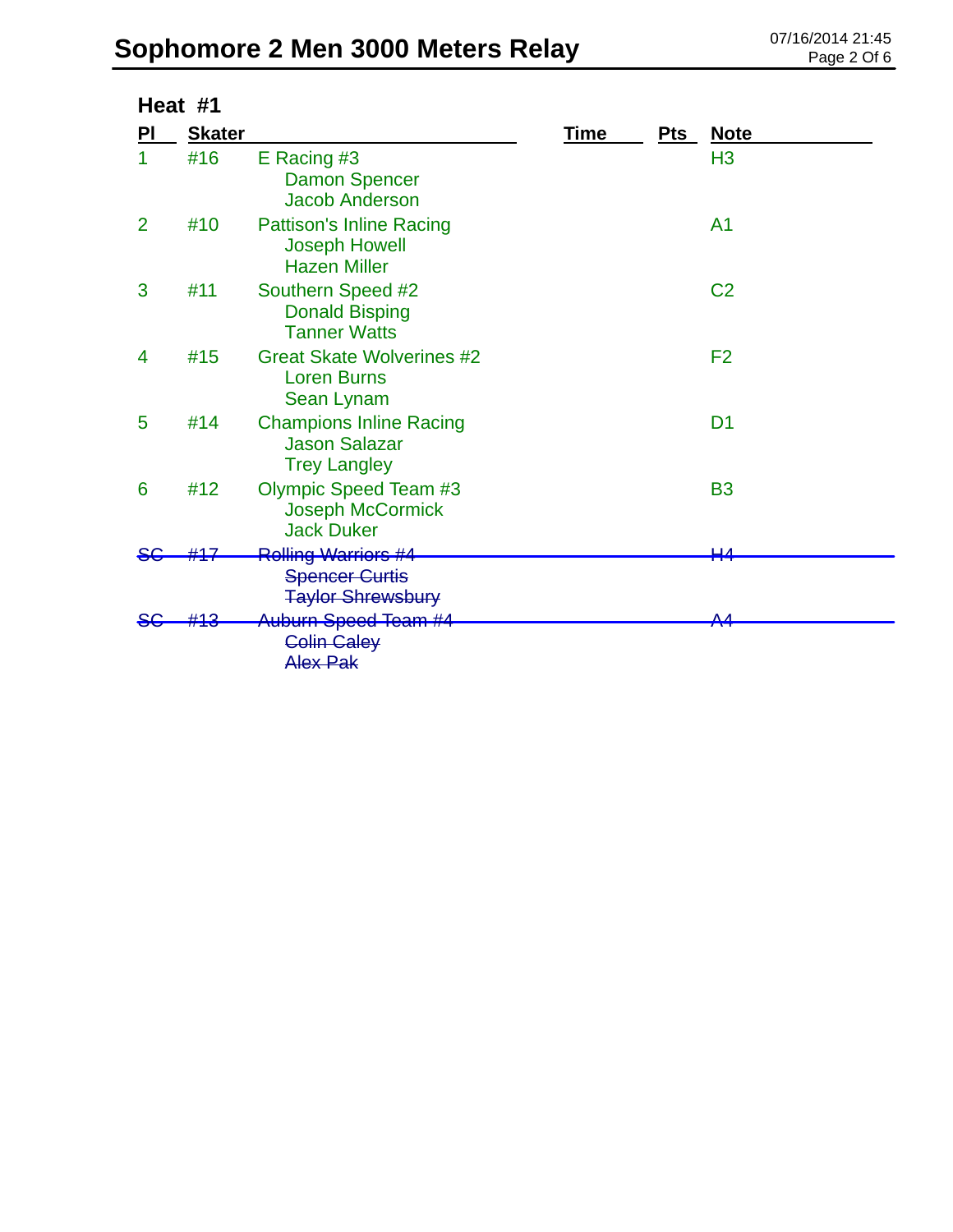# Sophomore 2 Men 3000 Meters Relay

07/16/2014 21:45

## Heat #1

| Pl | Skater | | Time | Pts | Note |
|---|---|---|---|---|---|
| 1 | #16 | E Racing #3<br>Damon Spencer<br>Jacob Anderson | | | H3 |
| 2 | #10 | Pattison's Inline Racing<br>Joseph Howell<br>Hazen Miller | | | A1 |
| 3 | #11 | Southern Speed #2<br>Donald Bisping<br>Tanner Watts | | | C2 |
| 4 | #15 | Great Skate Wolverines #2<br>Loren Burns<br>Sean Lynam | | | F2 |
| 5 | #14 | Champions Inline Racing<br>Jason Salazar<br>Trey Langley | | | D1 |
| 6 | #12 | Olympic Speed Team #3<br>Joseph McCormick<br>Jack Duker | | | B3 |
| ~~SC~~ | ~~#17~~ | ~~Rolling Warriors #4~~<br>~~Spencer Curtis~~<br>~~Taylor Shrewsbury~~ | | | ~~H4~~ |
| ~~SC~~ | ~~#13~~ | ~~Auburn Speed Team #4~~<br>~~Colin Caley~~<br>~~Alex Pak~~ | | | ~~A4~~ |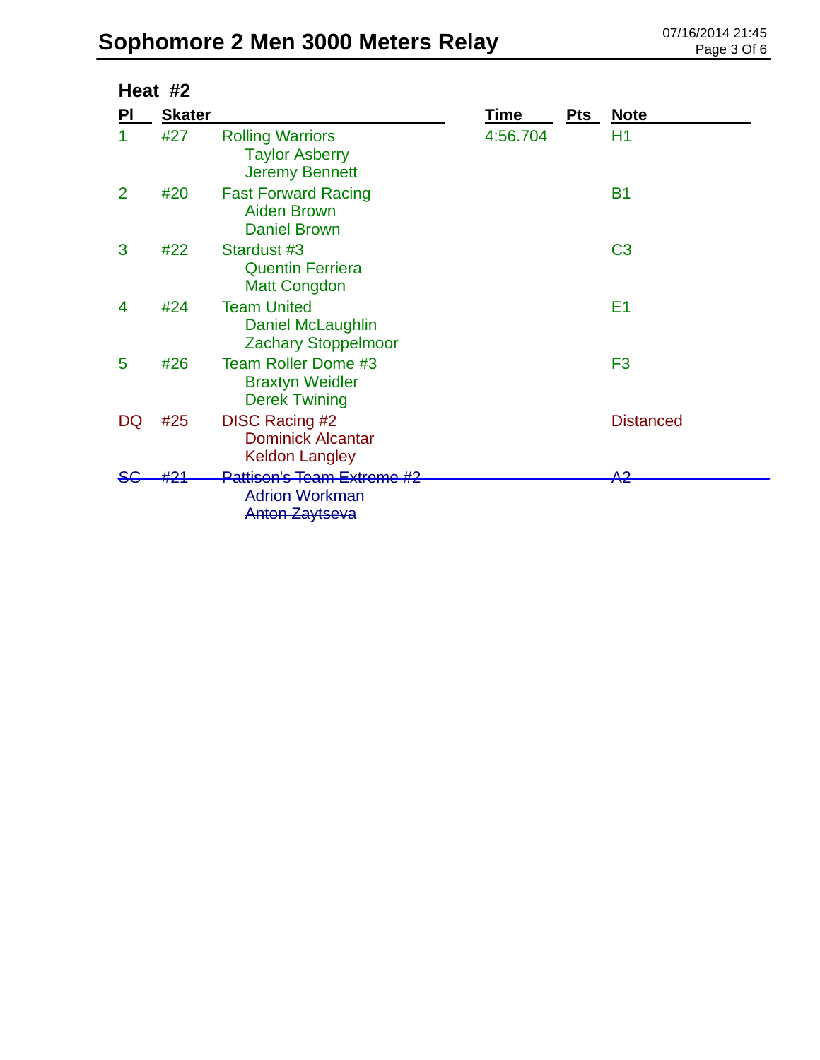# Sophomore 2 Men 3000 Meters Relay

07/16/2014 21:45

## Heat #2

| Pl | Skater | | Time | Pts | Note |
|---|---|---|---|---|---|
| 1 | #27 | Rolling Warriors<br>Taylor Asberry<br>Jeremy Bennett | 4:56.704 | | H1 |
| 2 | #20 | Fast Forward Racing<br>Aiden Brown<br>Daniel Brown | | | B1 |
| 3 | #22 | Stardust #3<br>Quentin Ferriera<br>Matt Congdon | | | C3 |
| 4 | #24 | Team United<br>Daniel McLaughlin<br>Zachary Stoppelmoor | | | E1 |
| 5 | #26 | Team Roller Dome #3<br>Braxtyn Weidler<br>Derek Twining | | | F3 |
| DQ | #25 | DISC Racing #2<br>Dominick Alcantar<br>Keldon Langley | | | Distanced |
| ~~SC~~ | ~~#21~~ | ~~Pattison's Team Extreme #2~~<br>~~Adrion Workman~~<br>~~Anton Zaytseva~~ | | | ~~A2~~ |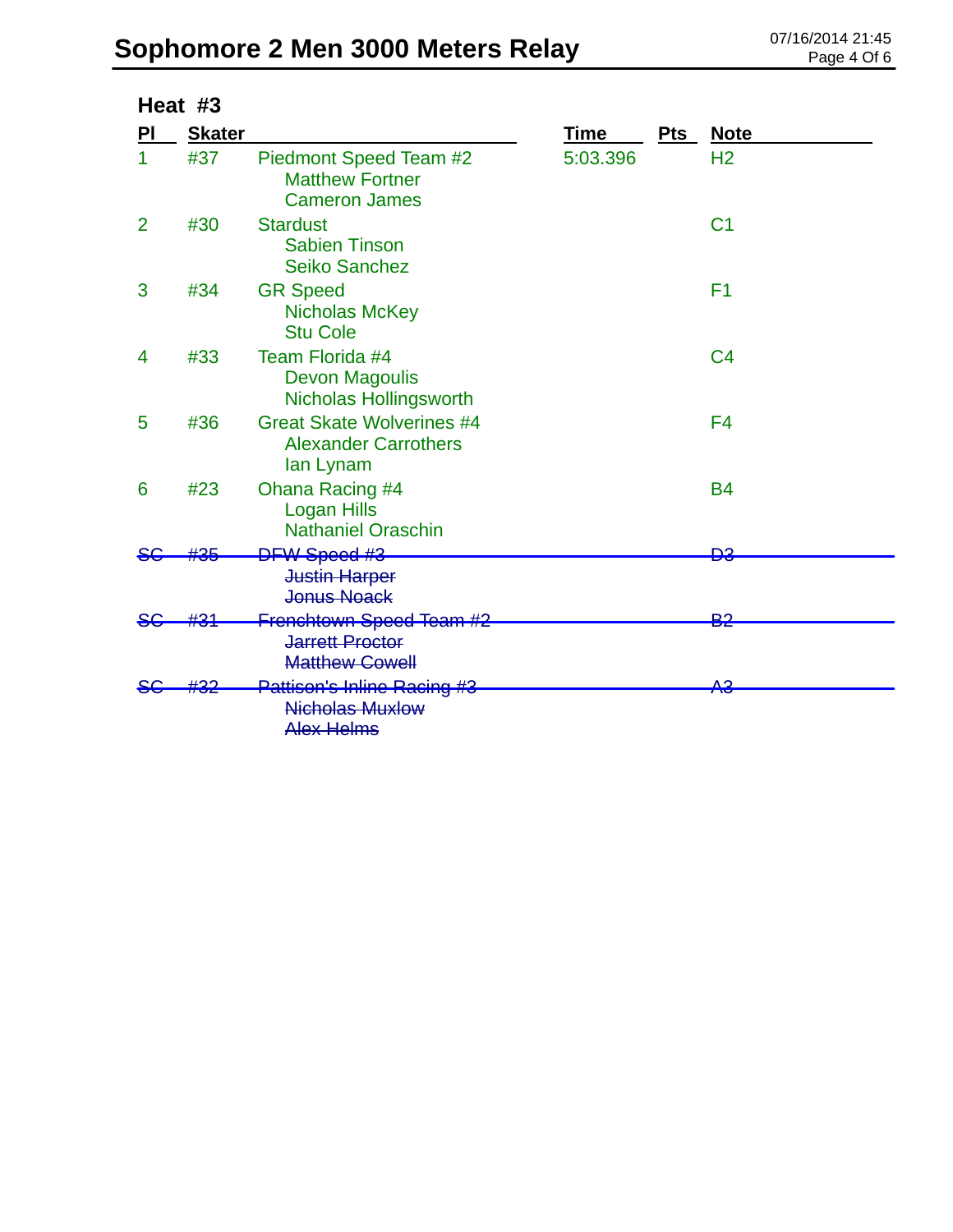# Sophomore 2 Men 3000 Meters Relay

07/16/2014 21:45

## Heat #3

| Pl | Skater | | Time | Pts | Note |
|---|---|---|---|---|---|
| 1 | #37 | Piedmont Speed Team #2<br>Matthew Fortner<br>Cameron James | 5:03.396 | | H2 |
| 2 | #30 | Stardust<br>Sabien Tinson<br>Seiko Sanchez | | | C1 |
| 3 | #34 | GR Speed<br>Nicholas McKey<br>Stu Cole | | | F1 |
| 4 | #33 | Team Florida #4<br>Devon Magoulis<br>Nicholas Hollingsworth | | | C4 |
| 5 | #36 | Great Skate Wolverines #4<br>Alexander Carrothers<br>Ian Lynam | | | F4 |
| 6 | #23 | Ohana Racing #4<br>Logan Hills<br>Nathaniel Oraschin | | | B4 |
| ~~SC~~ | ~~#35~~ | ~~DFW Speed #3~~<br>~~Justin Harper~~<br>~~Jonus Noack~~ | | | ~~D3~~ |
| ~~SC~~ | ~~#31~~ | ~~Frenchtown Speed Team #2~~<br>~~Jarrett Proctor~~<br>~~Matthew Cowell~~ | | | ~~B2~~ |
| ~~SC~~ | ~~#32~~ | ~~Pattison's Inline Racing #3~~<br>~~Nicholas Muxlow~~<br>~~Alex Helms~~ | | | ~~A3~~ |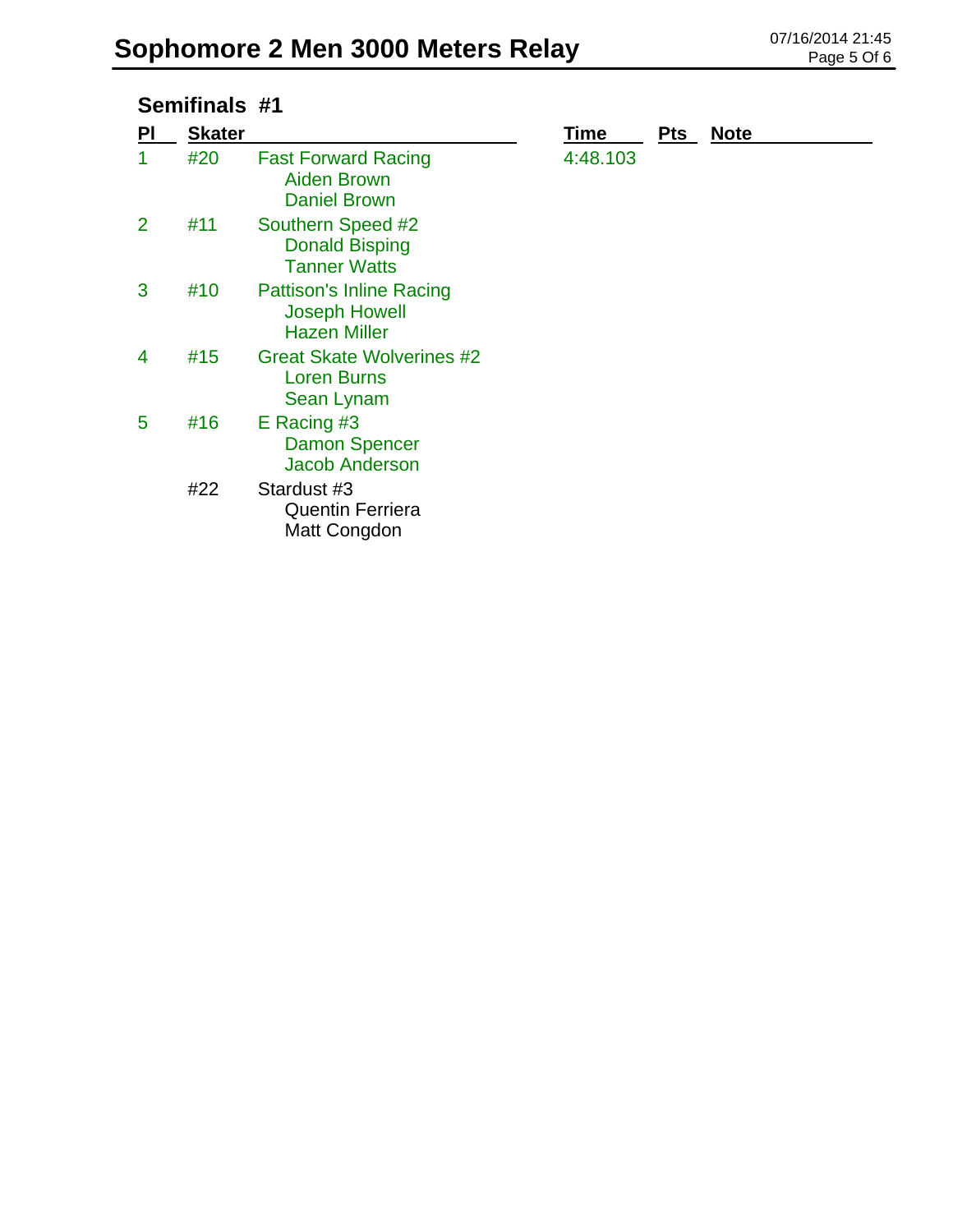# Sophomore 2 Men 3000 Meters Relay

07/16/2014 21:45

## Semifinals #1

| Pl | Skater | | Time | Pts | Note |
|---|---|---|---|---|---|
| 1 | #20 | Fast Forward Racing<br>Aiden Brown<br>Daniel Brown | 4:48.103 | | |
| 2 | #11 | Southern Speed #2<br>Donald Bisping<br>Tanner Watts | | | |
| 3 | #10 | Pattison's Inline Racing<br>Joseph Howell<br>Hazen Miller | | | |
| 4 | #15 | Great Skate Wolverines #2<br>Loren Burns<br>Sean Lynam | | | |
| 5 | #16 | E Racing #3<br>Damon Spencer<br>Jacob Anderson | | | |
| | #22 | Stardust #3<br>Quentin Ferriera<br>Matt Congdon | | | |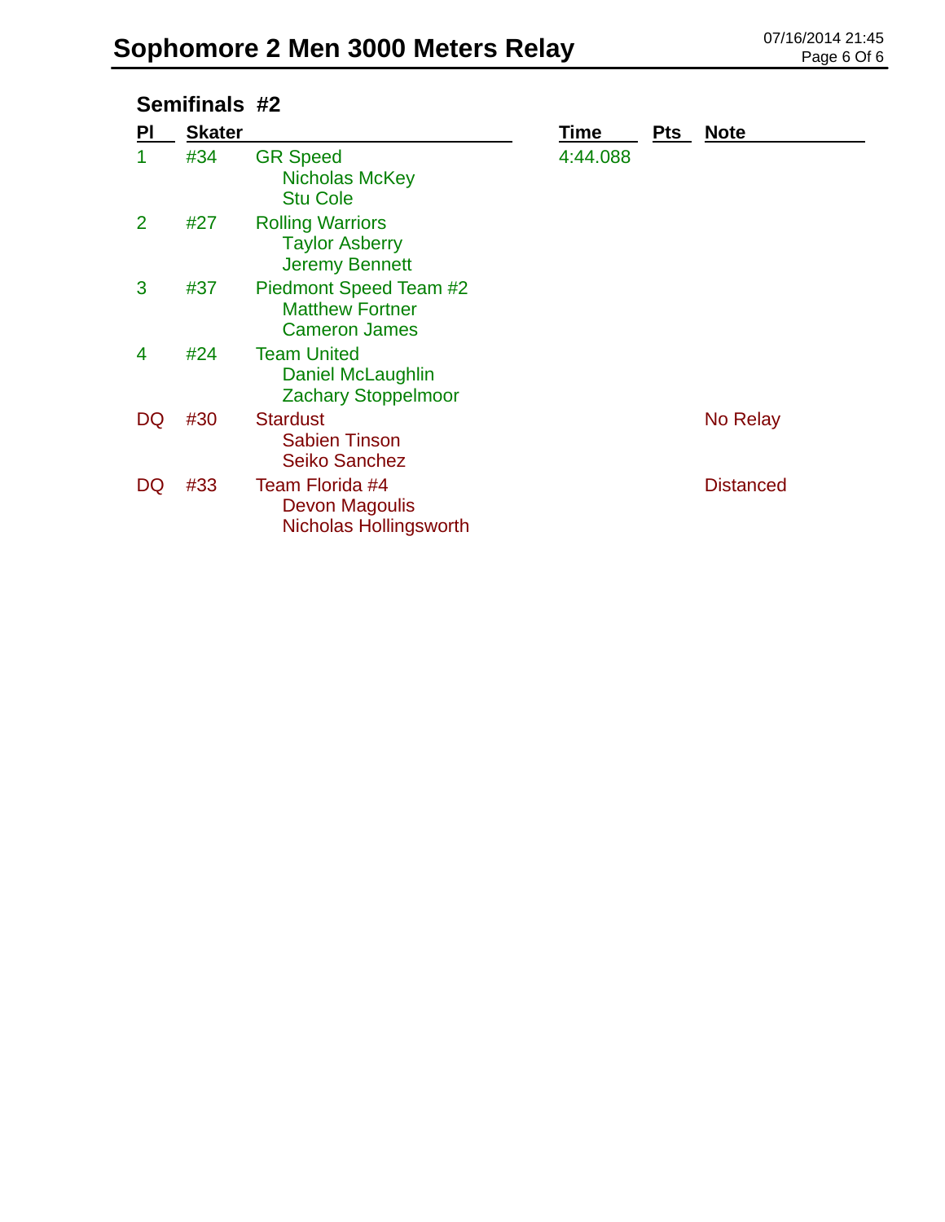# Sophomore 2 Men 3000 Meters Relay

## Semifinals #2

| Pl | Skater | | Time | Pts | Note |
|---|---|---|---|---|---|
| 1 | #34 | GR Speed<br>Nicholas McKey<br>Stu Cole | 4:44.088 | | |
| 2 | #27 | Rolling Warriors<br>Taylor Asberry<br>Jeremy Bennett | | | |
| 3 | #37 | Piedmont Speed Team #2<br>Matthew Fortner<br>Cameron James | | | |
| 4 | #24 | Team United<br>Daniel McLaughlin<br>Zachary Stoppelmoor | | | |
| DQ | #30 | Stardust<br>Sabien Tinson<br>Seiko Sanchez | | | No Relay |
| DQ | #33 | Team Florida #4<br>Devon Magoulis<br>Nicholas Hollingsworth | | | Distanced |